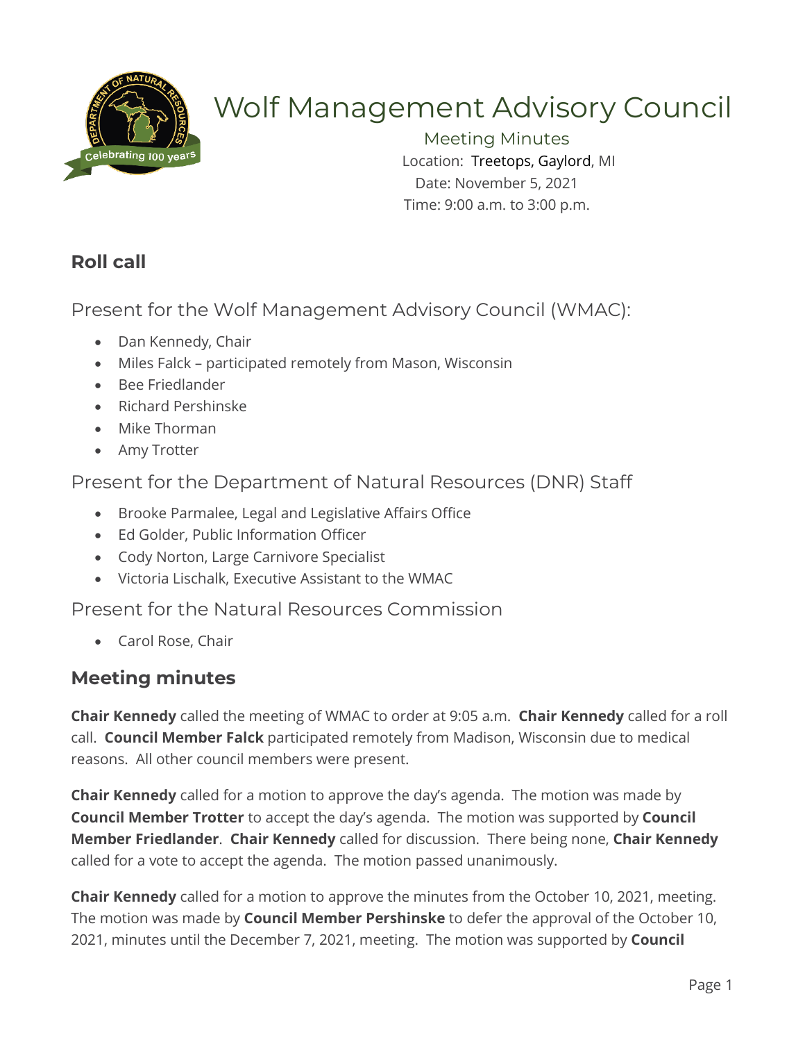# Wolf Management Advisory Council

Meeting Minutes
Location: Treetops, Gaylord, MI
Date: November 5, 2021
Time: 9:00 a.m. to 3:00 p.m.

## Roll call

### Present for the Wolf Management Advisory Council (WMAC):

- Dan Kennedy, Chair
- Miles Falck – participated remotely from Mason, Wisconsin
- Bee Friedlander
- Richard Pershinske
- Mike Thorman
- Amy Trotter

### Present for the Department of Natural Resources (DNR) Staff

- Brooke Parmalee, Legal and Legislative Affairs Office
- Ed Golder, Public Information Officer
- Cody Norton, Large Carnivore Specialist
- Victoria Lischalk, Executive Assistant to the WMAC

### Present for the Natural Resources Commission

- Carol Rose, Chair

## Meeting minutes

**Chair Kennedy** called the meeting of WMAC to order at 9:05 a.m. **Chair Kennedy** called for a roll call. **Council Member Falck** participated remotely from Madison, Wisconsin due to medical reasons. All other council members were present.

**Chair Kennedy** called for a motion to approve the day's agenda. The motion was made by **Council Member Trotter** to accept the day's agenda. The motion was supported by **Council Member Friedlander**. **Chair Kennedy** called for discussion. There being none, **Chair Kennedy** called for a vote to accept the agenda. The motion passed unanimously.

**Chair Kennedy** called for a motion to approve the minutes from the October 10, 2021, meeting. The motion was made by **Council Member Pershinske** to defer the approval of the October 10, 2021, minutes until the December 7, 2021, meeting. The motion was supported by **Council**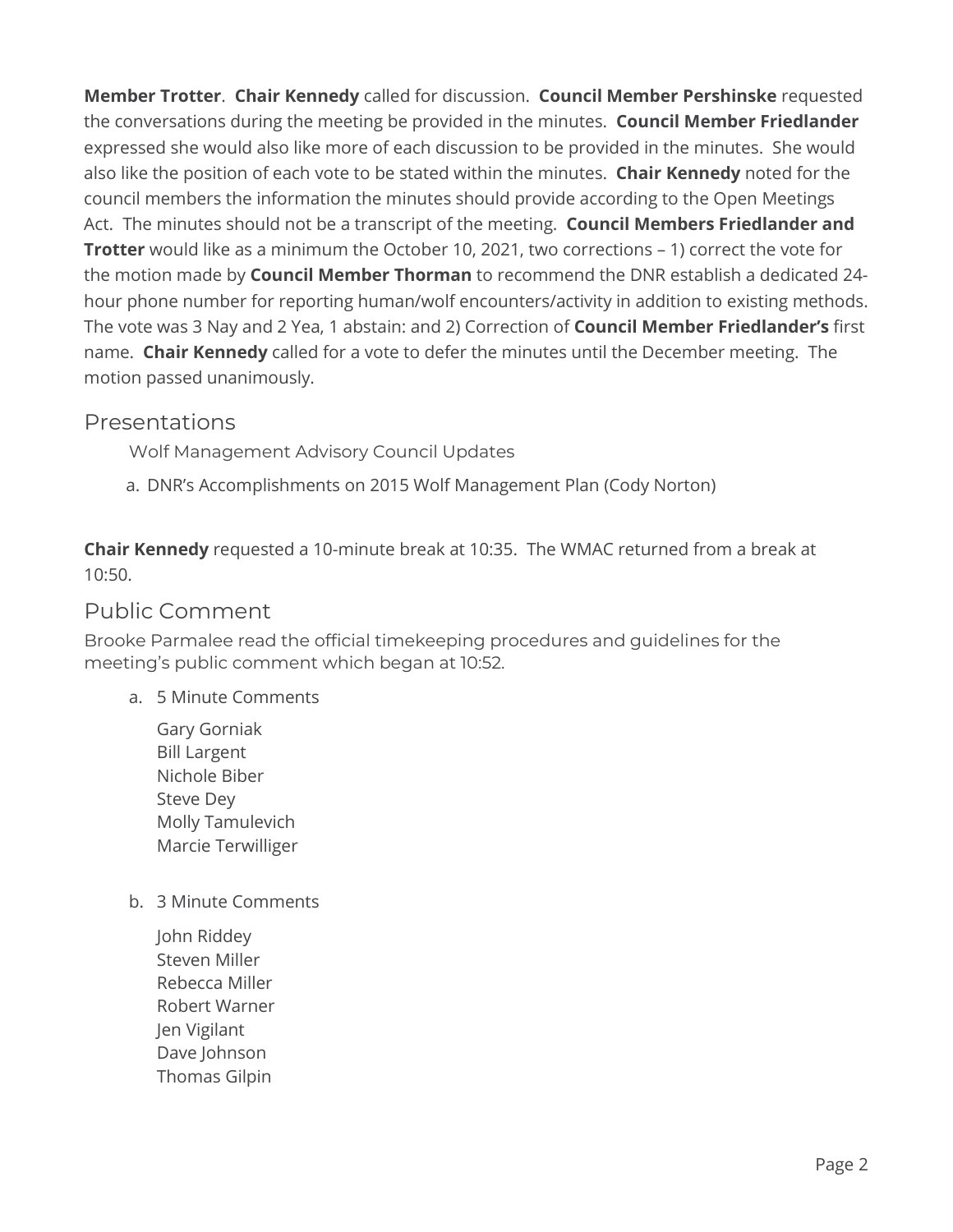**Member Trotter**. **Chair Kennedy** called for discussion. **Council Member Pershinske** requested the conversations during the meeting be provided in the minutes. **Council Member Friedlander** expressed she would also like more of each discussion to be provided in the minutes. She would also like the position of each vote to be stated within the minutes. **Chair Kennedy** noted for the council members the information the minutes should provide according to the Open Meetings Act. The minutes should not be a transcript of the meeting. **Council Members Friedlander and Trotter** would like as a minimum the October 10, 2021, two corrections – 1) correct the vote for the motion made by **Council Member Thorman** to recommend the DNR establish a dedicated 24-hour phone number for reporting human/wolf encounters/activity in addition to existing methods. The vote was 3 Nay and 2 Yea, 1 abstain: and 2) Correction of **Council Member Friedlander's** first name. **Chair Kennedy** called for a vote to defer the minutes until the December meeting. The motion passed unanimously.

## Presentations

Wolf Management Advisory Council Updates

a. DNR's Accomplishments on 2015 Wolf Management Plan (Cody Norton)

**Chair Kennedy** requested a 10-minute break at 10:35. The WMAC returned from a break at 10:50.

## Public Comment

Brooke Parmalee read the official timekeeping procedures and guidelines for the meeting's public comment which began at 10:52.

a. 5 Minute Comments

Gary Gorniak
Bill Largent
Nichole Biber
Steve Dey
Molly Tamulevich
Marcie Terwilliger

b. 3 Minute Comments

John Riddey
Steven Miller
Rebecca Miller
Robert Warner
Jen Vigilant
Dave Johnson
Thomas Gilpin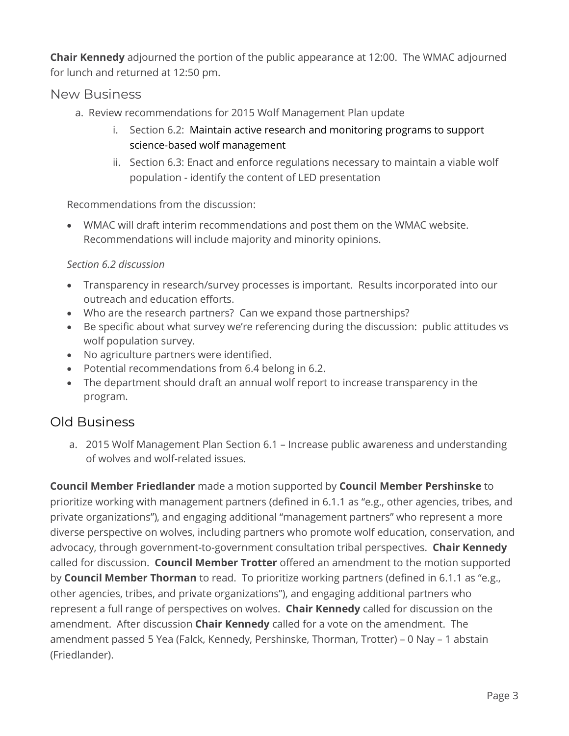**Chair Kennedy** adjourned the portion of the public appearance at 12:00. The WMAC adjourned for lunch and returned at 12:50 pm.

## New Business

a. Review recommendations for 2015 Wolf Management Plan update
   i. Section 6.2: Maintain active research and monitoring programs to support science-based wolf management
   ii. Section 6.3: Enact and enforce regulations necessary to maintain a viable wolf population - identify the content of LED presentation

Recommendations from the discussion:

- WMAC will draft interim recommendations and post them on the WMAC website. Recommendations will include majority and minority opinions.

*Section 6.2 discussion*

- Transparency in research/survey processes is important. Results incorporated into our outreach and education efforts.
- Who are the research partners? Can we expand those partnerships?
- Be specific about what survey we're referencing during the discussion: public attitudes vs wolf population survey.
- No agriculture partners were identified.
- Potential recommendations from 6.4 belong in 6.2.
- The department should draft an annual wolf report to increase transparency in the program.

## Old Business

a. 2015 Wolf Management Plan Section 6.1 – Increase public awareness and understanding of wolves and wolf-related issues.

**Council Member Friedlander** made a motion supported by **Council Member Pershinske** to prioritize working with management partners (defined in 6.1.1 as "e.g., other agencies, tribes, and private organizations"), and engaging additional "management partners" who represent a more diverse perspective on wolves, including partners who promote wolf education, conservation, and advocacy, through government-to-government consultation tribal perspectives. **Chair Kennedy** called for discussion. **Council Member Trotter** offered an amendment to the motion supported by **Council Member Thorman** to read. To prioritize working partners (defined in 6.1.1 as "e.g., other agencies, tribes, and private organizations"), and engaging additional partners who represent a full range of perspectives on wolves. **Chair Kennedy** called for discussion on the amendment. After discussion **Chair Kennedy** called for a vote on the amendment. The amendment passed 5 Yea (Falck, Kennedy, Pershinske, Thorman, Trotter) – 0 Nay – 1 abstain (Friedlander).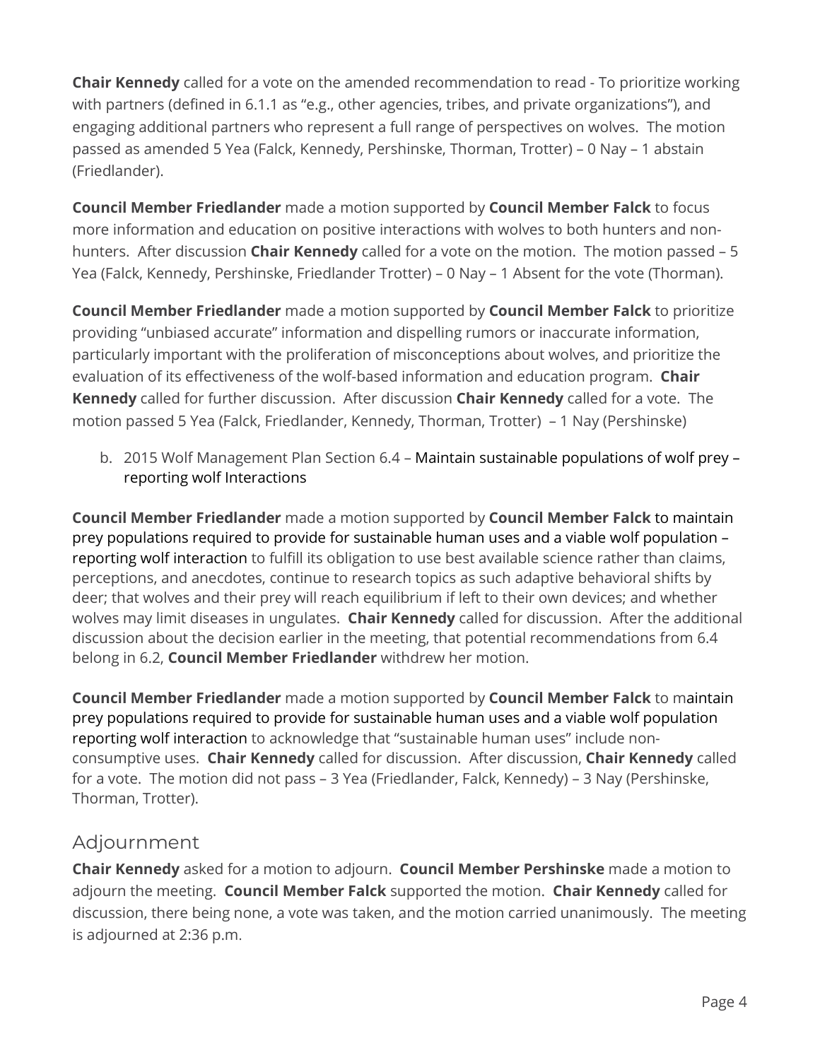**Chair Kennedy** called for a vote on the amended recommendation to read - To prioritize working with partners (defined in 6.1.1 as "e.g., other agencies, tribes, and private organizations"), and engaging additional partners who represent a full range of perspectives on wolves. The motion passed as amended 5 Yea (Falck, Kennedy, Pershinske, Thorman, Trotter) – 0 Nay – 1 abstain (Friedlander).

**Council Member Friedlander** made a motion supported by **Council Member Falck** to focus more information and education on positive interactions with wolves to both hunters and non-hunters. After discussion **Chair Kennedy** called for a vote on the motion. The motion passed – 5 Yea (Falck, Kennedy, Pershinske, Friedlander Trotter) – 0 Nay – 1 Absent for the vote (Thorman).

**Council Member Friedlander** made a motion supported by **Council Member Falck** to prioritize providing "unbiased accurate" information and dispelling rumors or inaccurate information, particularly important with the proliferation of misconceptions about wolves, and prioritize the evaluation of its effectiveness of the wolf-based information and education program. **Chair Kennedy** called for further discussion. After discussion **Chair Kennedy** called for a vote. The motion passed 5 Yea (Falck, Friedlander, Kennedy, Thorman, Trotter) – 1 Nay (Pershinske)

b. 2015 Wolf Management Plan Section 6.4 – Maintain sustainable populations of wolf prey – reporting wolf Interactions

**Council Member Friedlander** made a motion supported by **Council Member Falck** to maintain prey populations required to provide for sustainable human uses and a viable wolf population – reporting wolf interaction to fulfill its obligation to use best available science rather than claims, perceptions, and anecdotes, continue to research topics as such adaptive behavioral shifts by deer; that wolves and their prey will reach equilibrium if left to their own devices; and whether wolves may limit diseases in ungulates. **Chair Kennedy** called for discussion. After the additional discussion about the decision earlier in the meeting, that potential recommendations from 6.4 belong in 6.2, **Council Member Friedlander** withdrew her motion.

**Council Member Friedlander** made a motion supported by **Council Member Falck** to maintain prey populations required to provide for sustainable human uses and a viable wolf population reporting wolf interaction to acknowledge that "sustainable human uses" include non-consumptive uses. **Chair Kennedy** called for discussion. After discussion, **Chair Kennedy** called for a vote. The motion did not pass – 3 Yea (Friedlander, Falck, Kennedy) – 3 Nay (Pershinske, Thorman, Trotter).

## Adjournment

**Chair Kennedy** asked for a motion to adjourn. **Council Member Pershinske** made a motion to adjourn the meeting. **Council Member Falck** supported the motion. **Chair Kennedy** called for discussion, there being none, a vote was taken, and the motion carried unanimously. The meeting is adjourned at 2:36 p.m.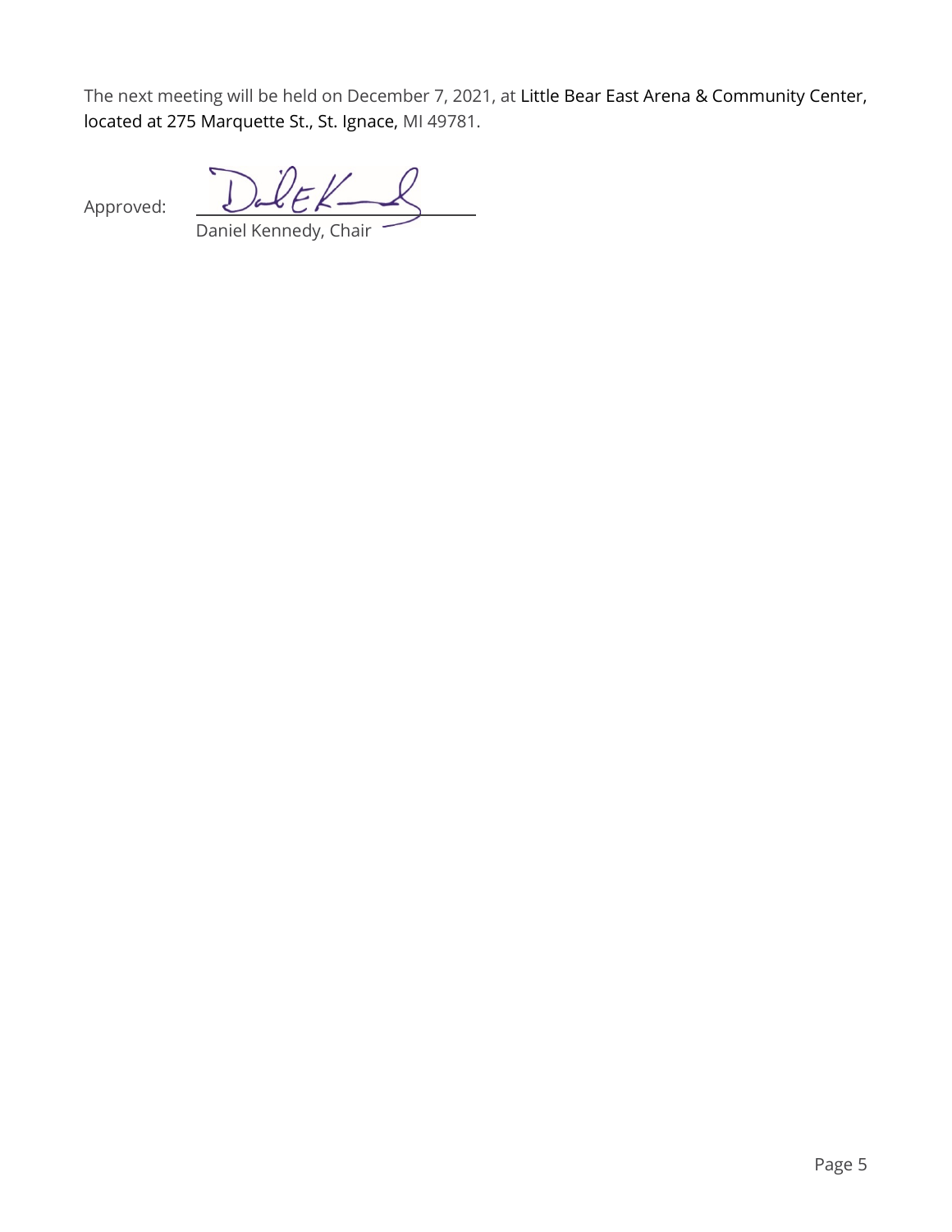The next meeting will be held on December 7, 2021, at Little Bear East Arena & Community Center, located at 275 Marquette St., St. Ignace, MI 49781.

Approved: ______________________________
Daniel Kennedy, Chair